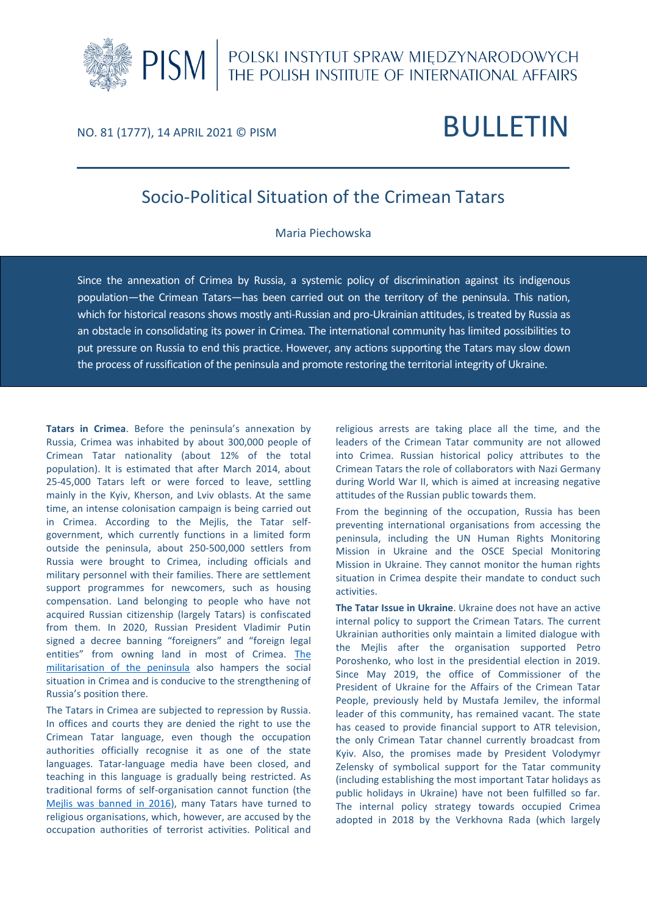POLSKI INSTYTUT SPRAW MIĘDZYNARODOWYCH
THE POLISH INSTITUTE OF INTERNATIONAL AFFAIRS

NO. 81 (1777), 14 APRIL 2021 © PISM

# BULLETIN

## Socio-Political Situation of the Crimean Tatars

Maria Piechowska

**Since the annexation of Crimea by Russia, a systemic policy of discrimination against its indigenous population—the Crimean Tatars—has been carried out on the territory of the peninsula. This nation, which for historical reasons shows mostly anti-Russian and pro-Ukrainian attitudes, is treated by Russia as an obstacle in consolidating its power in Crimea. The international community has limited possibilities to put pressure on Russia to end this practice. However, any actions supporting the Tatars may slow down the process of russification of the peninsula and promote restoring the territorial integrity of Ukraine.**

**Tatars in Crimea**. Before the peninsula's annexation by Russia, Crimea was inhabited by about 300,000 people of Crimean Tatar nationality (about 12% of the total population). It is estimated that after March 2014, about 25-45,000 Tatars left or were forced to leave, settling mainly in the Kyiv, Kherson, and Lviv oblasts. At the same time, an intense colonisation campaign is being carried out in Crimea. According to the Mejlis, the Tatar self-government, which currently functions in a limited form outside the peninsula, about 250-500,000 settlers from Russia were brought to Crimea, including officials and military personnel with their families. There are settlement support programmes for newcomers, such as housing compensation. Land belonging to people who have not acquired Russian citizenship (largely Tatars) is confiscated from them. In 2020, Russian President Vladimir Putin signed a decree banning "foreigners" and "foreign legal entities" from owning land in most of Crimea. The militarisation of the peninsula also hampers the social situation in Crimea and is conducive to the strengthening of Russia's position there.

The Tatars in Crimea are subjected to repression by Russia. In offices and courts they are denied the right to use the Crimean Tatar language, even though the occupation authorities officially recognise it as one of the state languages. Tatar-language media have been closed, and teaching in this language is gradually being restricted. As traditional forms of self-organisation cannot function (the Mejlis was banned in 2016), many Tatars have turned to religious organisations, which, however, are accused by the occupation authorities of terrorist activities. Political and religious arrests are taking place all the time, and the leaders of the Crimean Tatar community are not allowed into Crimea. Russian historical policy attributes to the Crimean Tatars the role of collaborators with Nazi Germany during World War II, which is aimed at increasing negative attitudes of the Russian public towards them.

From the beginning of the occupation, Russia has been preventing international organisations from accessing the peninsula, including the UN Human Rights Monitoring Mission in Ukraine and the OSCE Special Monitoring Mission in Ukraine. They cannot monitor the human rights situation in Crimea despite their mandate to conduct such activities.

**The Tatar Issue in Ukraine**. Ukraine does not have an active internal policy to support the Crimean Tatars. The current Ukrainian authorities only maintain a limited dialogue with the Mejlis after the organisation supported Petro Poroshenko, who lost in the presidential election in 2019. Since May 2019, the office of Commissioner of the President of Ukraine for the Affairs of the Crimean Tatar People, previously held by Mustafa Jemilev, the informal leader of this community, has remained vacant. The state has ceased to provide financial support to ATR television, the only Crimean Tatar channel currently broadcast from Kyiv. Also, the promises made by President Volodymyr Zelensky of symbolical support for the Tatar community (including establishing the most important Tatar holidays as public holidays in Ukraine) have not been fulfilled so far. The internal policy strategy towards occupied Crimea adopted in 2018 by the Verkhovna Rada (which largely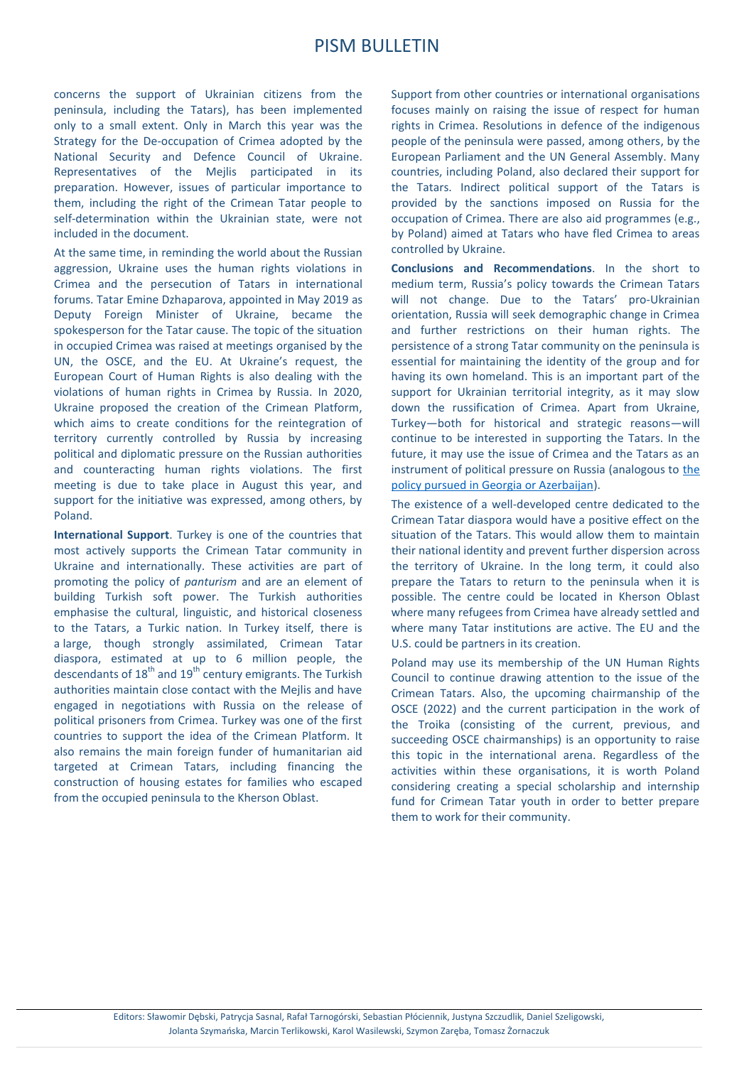concerns the support of Ukrainian citizens from the peninsula, including the Tatars), has been implemented only to a small extent. Only in March this year was the Strategy for the De-occupation of Crimea adopted by the National Security and Defence Council of Ukraine. Representatives of the Mejlis participated in its preparation. However, issues of particular importance to them, including the right of the Crimean Tatar people to self-determination within the Ukrainian state, were not included in the document.

At the same time, in reminding the world about the Russian aggression, Ukraine uses the human rights violations in Crimea and the persecution of Tatars in international forums. Tatar Emine Dzhaparova, appointed in May 2019 as Deputy Foreign Minister of Ukraine, became the spokesperson for the Tatar cause. The topic of the situation in occupied Crimea was raised at meetings organised by the UN, the OSCE, and the EU. At Ukraine's request, the European Court of Human Rights is also dealing with the violations of human rights in Crimea by Russia. In 2020, Ukraine proposed the creation of the Crimean Platform, which aims to create conditions for the reintegration of territory currently controlled by Russia by increasing political and diplomatic pressure on the Russian authorities and counteracting human rights violations. The first meeting is due to take place in August this year, and support for the initiative was expressed, among others, by Poland.

**International Support**. Turkey is one of the countries that most actively supports the Crimean Tatar community in Ukraine and internationally. These activities are part of promoting the policy of *panturism* and are an element of building Turkish soft power. The Turkish authorities emphasise the cultural, linguistic, and historical closeness to the Tatars, a Turkic nation. In Turkey itself, there is a large, though strongly assimilated, Crimean Tatar diaspora, estimated at up to 6 million people, the descendants of 18th and 19th century emigrants. The Turkish authorities maintain close contact with the Mejlis and have engaged in negotiations with Russia on the release of political prisoners from Crimea. Turkey was one of the first countries to support the idea of the Crimean Platform. It also remains the main foreign funder of humanitarian aid targeted at Crimean Tatars, including financing the construction of housing estates for families who escaped from the occupied peninsula to the Kherson Oblast.

Support from other countries or international organisations focuses mainly on raising the issue of respect for human rights in Crimea. Resolutions in defence of the indigenous people of the peninsula were passed, among others, by the European Parliament and the UN General Assembly. Many countries, including Poland, also declared their support for the Tatars. Indirect political support of the Tatars is provided by the sanctions imposed on Russia for the occupation of Crimea. There are also aid programmes (e.g., by Poland) aimed at Tatars who have fled Crimea to areas controlled by Ukraine.

**Conclusions and Recommendations**. In the short to medium term, Russia's policy towards the Crimean Tatars will not change. Due to the Tatars' pro-Ukrainian orientation, Russia will seek demographic change in Crimea and further restrictions on their human rights. The persistence of a strong Tatar community on the peninsula is essential for maintaining the identity of the group and for having its own homeland. This is an important part of the support for Ukrainian territorial integrity, as it may slow down the russification of Crimea. Apart from Ukraine, Turkey—both for historical and strategic reasons—will continue to be interested in supporting the Tatars. In the future, it may use the issue of Crimea and the Tatars as an instrument of political pressure on Russia (analogous to the policy pursued in Georgia or Azerbaijan).

The existence of a well-developed centre dedicated to the Crimean Tatar diaspora would have a positive effect on the situation of the Tatars. This would allow them to maintain their national identity and prevent further dispersion across the territory of Ukraine. In the long term, it could also prepare the Tatars to return to the peninsula when it is possible. The centre could be located in Kherson Oblast where many refugees from Crimea have already settled and where many Tatar institutions are active. The EU and the U.S. could be partners in its creation.

Poland may use its membership of the UN Human Rights Council to continue drawing attention to the issue of the Crimean Tatars. Also, the upcoming chairmanship of the OSCE (2022) and the current participation in the work of the Troika (consisting of the current, previous, and succeeding OSCE chairmanships) is an opportunity to raise this topic in the international arena. Regardless of the activities within these organisations, it is worth Poland considering creating a special scholarship and internship fund for Crimean Tatar youth in order to better prepare them to work for their community.

Editors: Sławomir Dębski, Patrycja Sasnal, Rafał Tarnogórski, Sebastian Płóciennik, Justyna Szczudlik, Daniel Szeligowski, Jolanta Szymańska, Marcin Terlikowski, Karol Wasilewski, Szymon Zaręba, Tomasz Żornaczuk